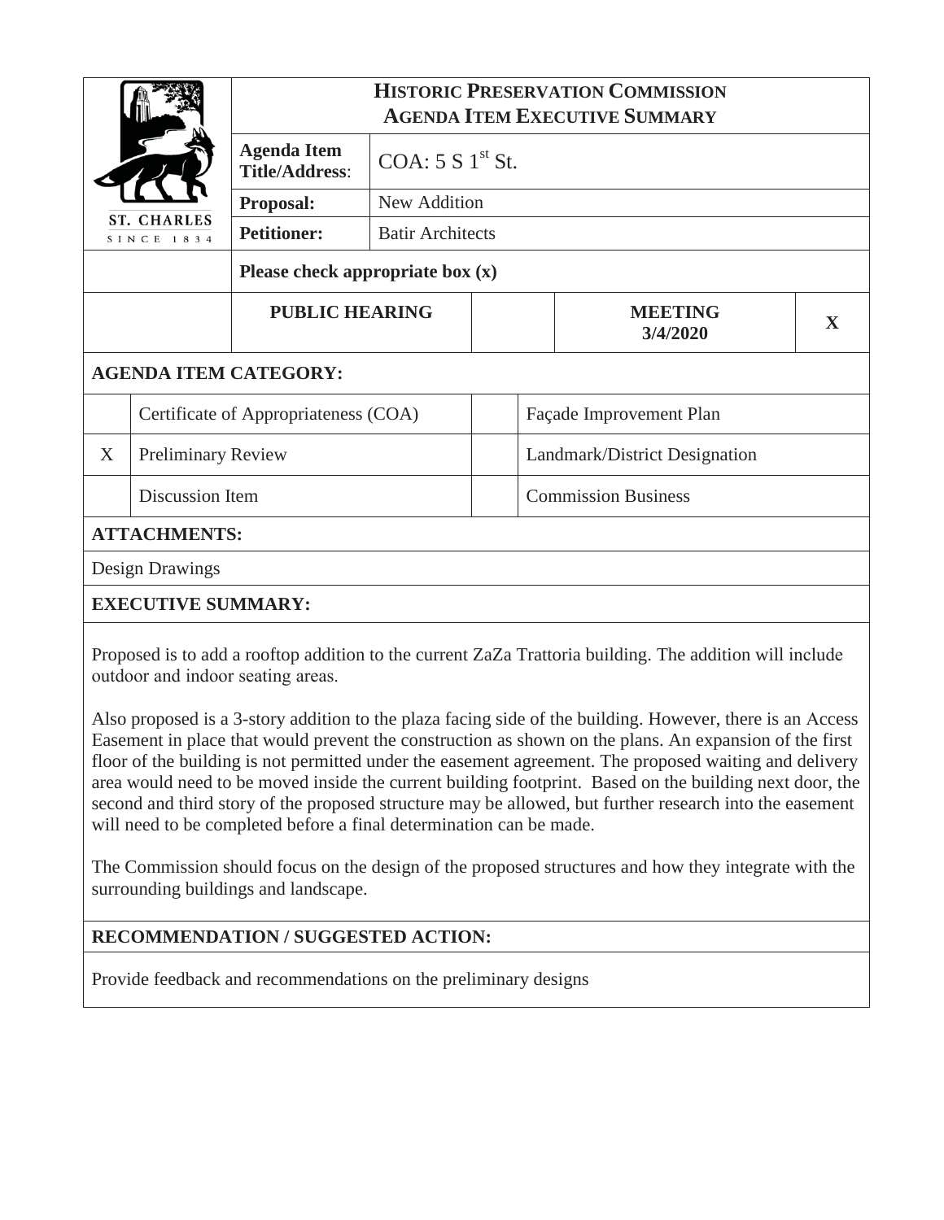| ST. CHARLES SINCE 1834 | **HISTORIC PRESERVATION COMMISSION AGENDA ITEM EXECUTIVE SUMMARY** | | | |
|---|---|---|---|---|
| | **Agenda Item Title/Address**: | COA: 5 S 1st St. | | |
| | **Proposal:** | New Addition | | |
| | **Petitioner:** | Batir Architects | | |
| | **Please check appropriate box (x)** | | | |
| | **PUBLIC HEARING** | | **MEETING 3/4/2020** | **X** |

**AGENDA ITEM CATEGORY:**

| | | | |
|---|---|---|---|
| | Certificate of Appropriateness (COA) | | Façade Improvement Plan |
| X | Preliminary Review | | Landmark/District Designation |
| | Discussion Item | | Commission Business |

**ATTACHMENTS:**

Design Drawings

**EXECUTIVE SUMMARY:**

Proposed is to add a rooftop addition to the current ZaZa Trattoria building. The addition will include outdoor and indoor seating areas.

Also proposed is a 3-story addition to the plaza facing side of the building. However, there is an Access Easement in place that would prevent the construction as shown on the plans. An expansion of the first floor of the building is not permitted under the easement agreement. The proposed waiting and delivery area would need to be moved inside the current building footprint. Based on the building next door, the second and third story of the proposed structure may be allowed, but further research into the easement will need to be completed before a final determination can be made.

The Commission should focus on the design of the proposed structures and how they integrate with the surrounding buildings and landscape.

**RECOMMENDATION / SUGGESTED ACTION:**

Provide feedback and recommendations on the preliminary designs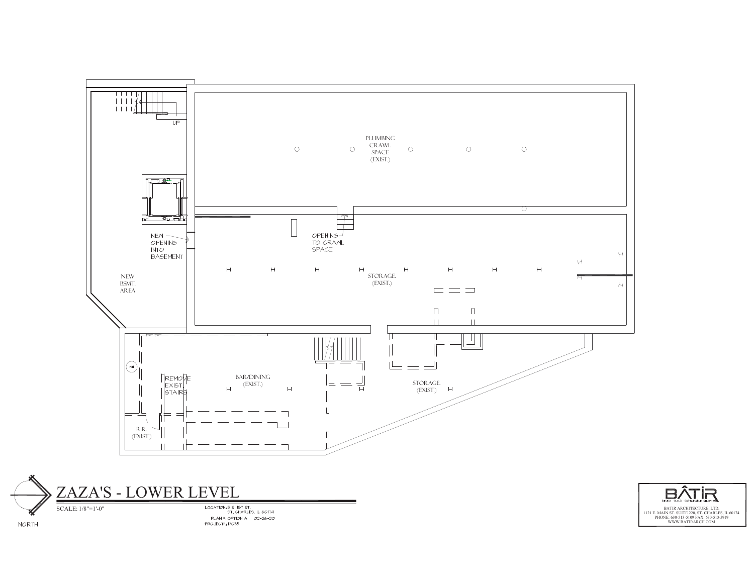UP

PLUMBING CRAWL SPACE (EXIST.)

NEW OPENING INTO BASEMENT

OPENING TO CRAWL SPACE

NEW BSMT. AREA

STORAGE. (EXIST.)

REMOVE EXIST. STAIRS

BAR/DINING (EXIST.)

STORAGE. (EXIST.)

R.R. (EXIST.)

NORTH

# ZAZA'S - LOWER LEVEL

SCALE: 1/8"=1'-0"

LOCATION: 5 S. 1ST ST.
ST. CHARLES, IL 60174
PLAN #: OPTION A 02-26-20
PROJECT#: 19035

BÂTIR
DESIGN · BUILD · SUSTAINABLE SOLUTIONS

BATIR ARCHITECTURE, LTD.
1121 E. MAIN ST. SUITE 220, ST. CHARLES, IL 60174
PHONE: 630-513-5109 FAX: 630-513-5919
WWW.BATIRARCH.COM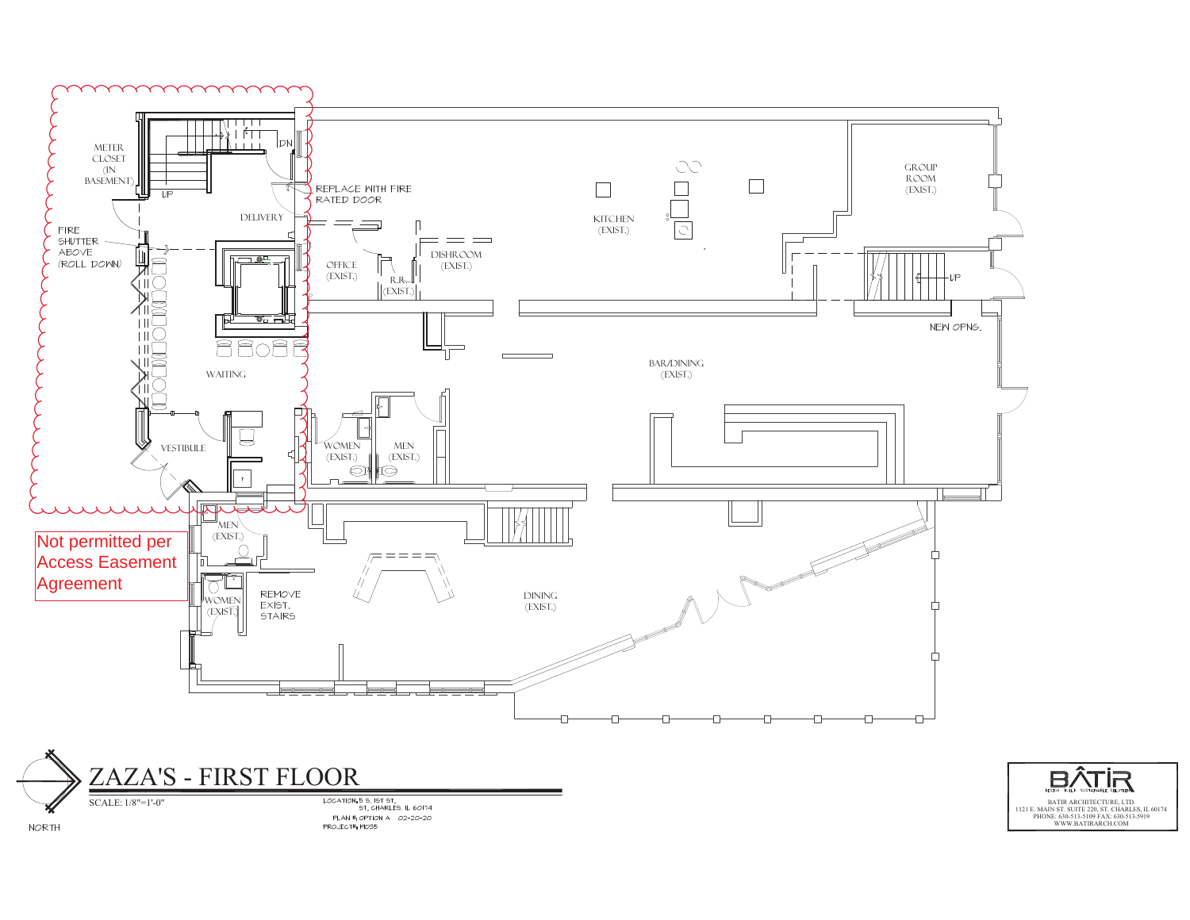METER CLOSET (IN BASEMENT)

UP

DN

REPLACE WITH FIRE RATED DOOR

DELIVERY

FIRE SHUTTER ABOVE (ROLL DOWN)

OFFICE (EXIST.)

R.R. (EXIST.)

DISHROOM (EXIST.)

KITCHEN (EXIST.)

GROUP ROOM (EXIST.)

UP

NEW OPNG.

WAITING

BAR/DINING (EXIST.)

VESTIBULE

WOMEN (EXIST.)

MEN (EXIST.)

MEN (EXIST.)

Not permitted per Access Easement Agreement

WOMEN (EXIST.)

REMOVE EXIST. STAIRS

DINING (EXIST.)

NORTH

# ZAZA'S - FIRST FLOOR

SCALE: 1/8"=1'-0"

LOCATION: 5 S. 1ST ST. ST. CHARLES, IL 60174
PLAN #: OPTION A 02-20-20
PROJECT#: M035

BÂTIR
DESIGN · BUILD · SUSTAINABLE SOLUTIONS

BATIR ARCHITECTURE, LTD.
1121 E. MAIN ST. SUITE 220, ST. CHARLES, IL 60174
PHONE: 630-513-5109 FAX: 630-513-5919
WWW.BATIRARCH.COM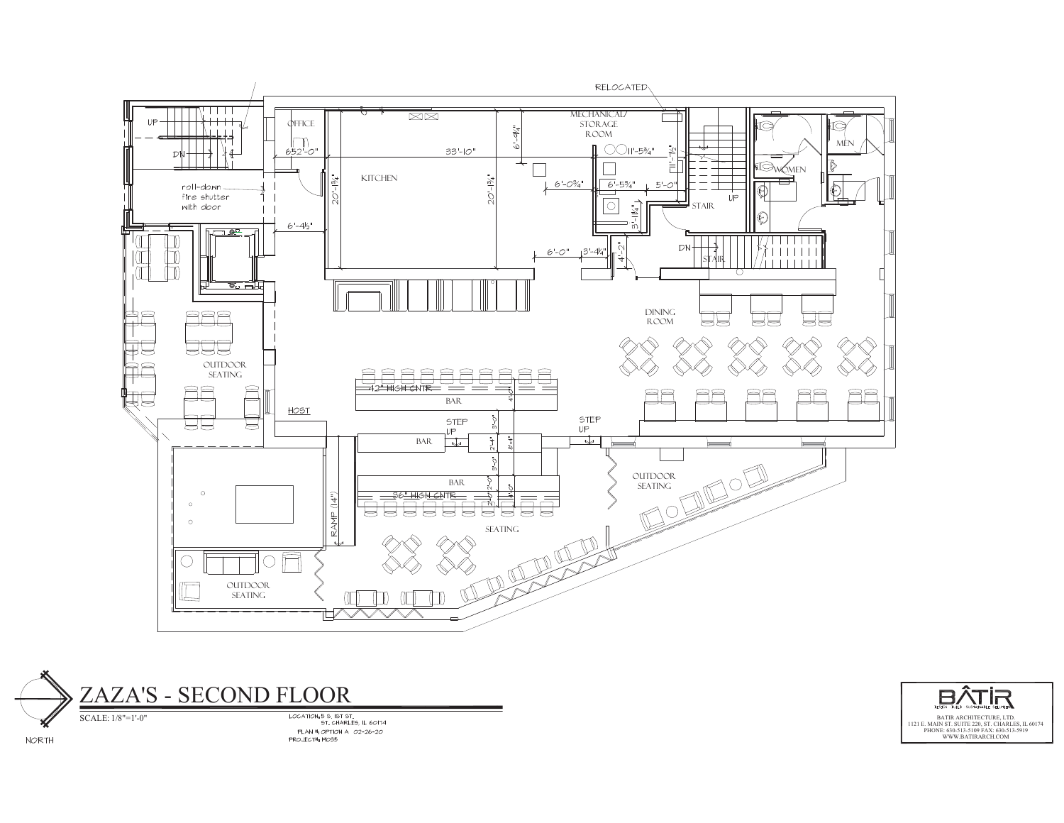# ZAZA'S - SECOND FLOOR

SCALE: 1/8"=1'-0"

NORTH

LOCATION: 5 S. 1ST ST.
ST. CHARLES, IL 60174
PLAN #: OPTION A 02-26-20
PROJECT#: 19035

BÂTIR

BÂTIR ARCHITECTURE, LTD.
1121 E. MAIN ST. SUITE 220, ST. CHARLES, IL 60174
PHONE: 630-513-5109 FAX: 630-513-5919
WWW.BATIRARCH.COM

RELOCATED

OFFICE

KITCHEN

MECHANICAL/STORAGE ROOM

STAIR

MEN

WOMEN

UP

DN

roll-down fire shutter with door

OUTDOOR SEATING

DINING ROOM

HOST

12" HIGH CNTR

BAR

STEP UP

36" HIGH CNTR

RAMP (14")

SEATING

652'-0"

33'-10"

6'-9¼"

11'-5¾"

11'-1½"

20'-1¾"

6'-0¾"

6'-5¾"

5'-0"

3'-11¼"

6'-4½"

6'-0"

3'-4¼"

4'-2"

4'-0"

3'-0"

2'-4"

8'-4"

3'-0"

2'-0"

4'-0"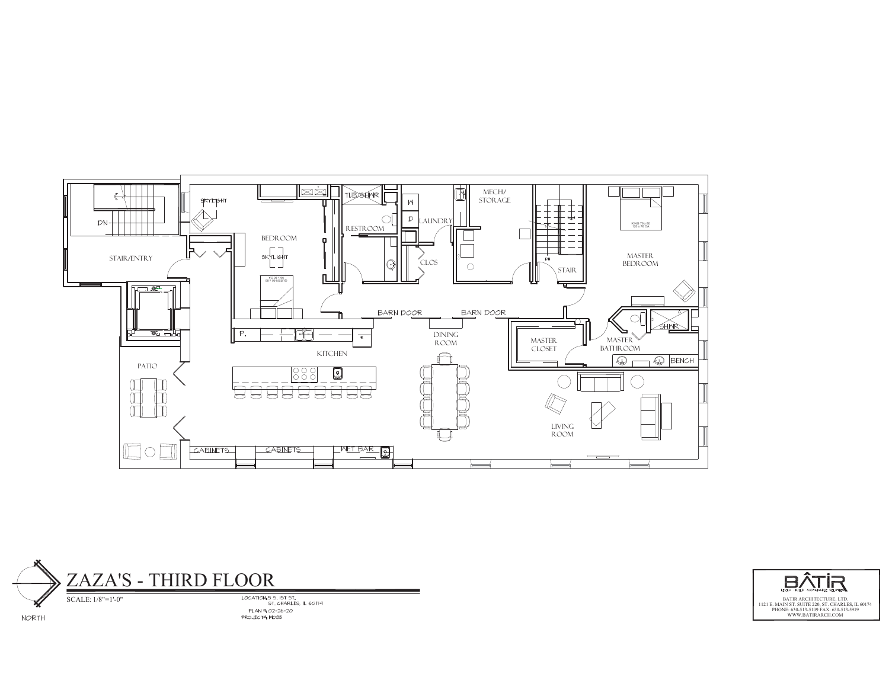STAIR/ENTRY

DN

SKYLIGHT

BEDROOM

SKYLIGHT

TUB/SHWR

RESTROOM

W

D

LAUNDRY

CLOS

MECH/
STORAGE

DN

STAIR

KING 76 x 80
120 x 76 OA

MASTER
BEDROOM

BARN DOOR

BARN DOOR

DINING
ROOM

MASTER
CLOSET

MASTER
BATHROOM

SHWR

BENCH

P.

KITCHEN

PATIO

LIVING
ROOM

CABINETS

CABINETS

WET BAR

# ZAZA'S - THIRD FLOOR

SCALE: 1/8"=1'-0"

NORTH

LOCATION: 5 S. 1ST ST.
ST. CHARLES, IL 60174
PLAN #: 02-26-20
PROJECT#: 19035

BÂTIR

DESIGN · BUILD · SUSTAINABLE SOLUTIONS

BATIR ARCHITECTURE, LTD.
1121 E. MAIN ST. SUITE 220, ST. CHARLES, IL 60174
PHONE: 630-513-5109 FAX: 630-513-5919
WWW.BATIRARCH.COM